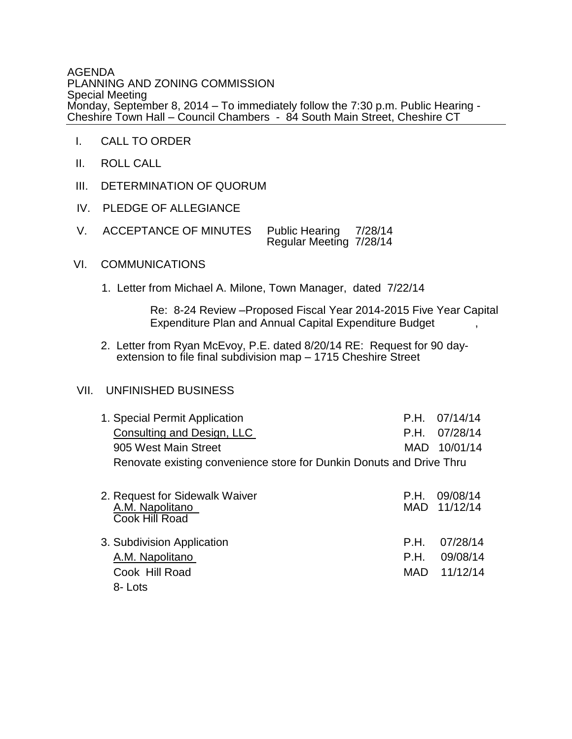AGENDA
PLANNING AND ZONING COMMISSION
Special Meeting
Monday, September 8, 2014 – To immediately follow the 7:30 p.m. Public Hearing - Cheshire Town Hall – Council Chambers - 84 South Main Street, Cheshire CT

---

I. CALL TO ORDER

II. ROLL CALL

III. DETERMINATION OF QUORUM

IV. PLEDGE OF ALLEGIANCE

V. ACCEPTANCE OF MINUTES Public Hearing 7/28/14
Regular Meeting 7/28/14

VI. COMMUNICATIONS

1. Letter from Michael A. Milone, Town Manager, dated 7/22/14

   Re: 8-24 Review –Proposed Fiscal Year 2014-2015 Five Year Capital Expenditure Plan and Annual Capital Expenditure Budget ,

2. Letter from Ryan McEvoy, P.E. dated 8/20/14 RE: Request for 90 day-extension to file final subdivision map – 1715 Cheshire Street

VII. UNFINISHED BUSINESS

1. Special Permit Application — P.H. 07/14/14
   Consulting and Design, LLC — P.H. 07/28/14
   905 West Main Street — MAD 10/01/14
   Renovate existing convenience store for Dunkin Donuts and Drive Thru

2. Request for Sidewalk Waiver — P.H. 09/08/14
   A.M. Napolitano — MAD 11/12/14
   Cook Hill Road

3. Subdivision Application — P.H. 07/28/14
   A.M. Napolitano — P.H. 09/08/14
   Cook Hill Road — MAD 11/12/14
   8- Lots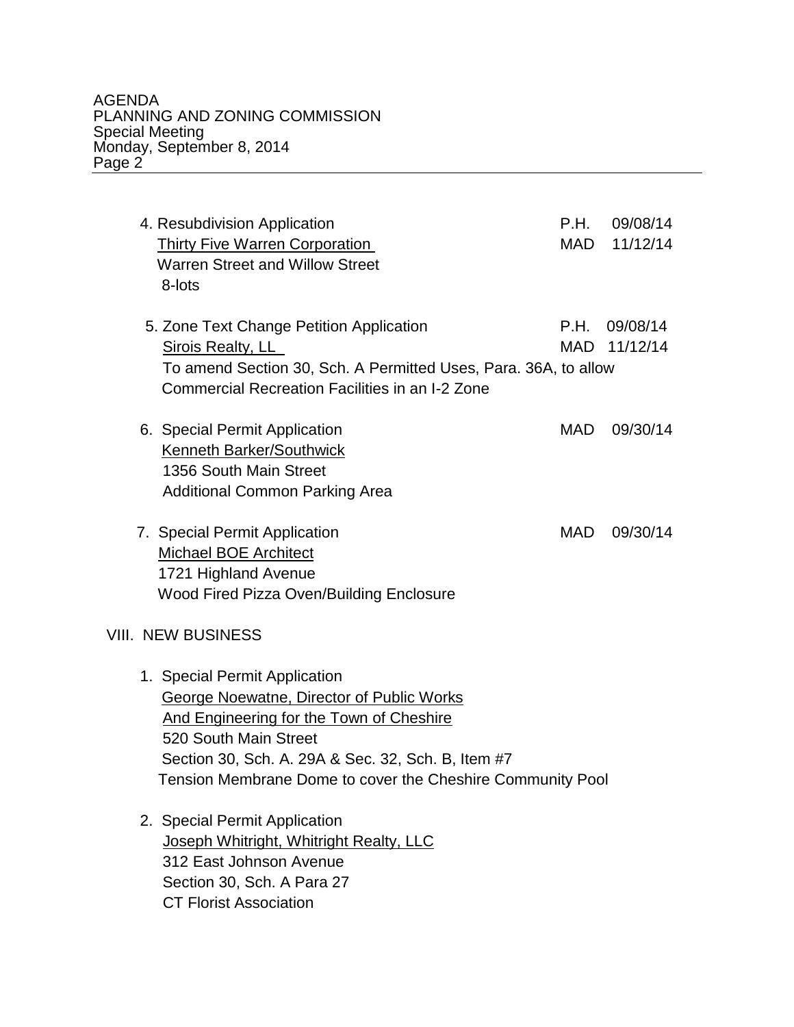4. Resubdivision Application — P.H. 09/08/14, MAD 11/12/14
   Thirty Five Warren Corporation
   Warren Street and Willow Street
   8-lots

5. Zone Text Change Petition Application — P.H. 09/08/14, MAD 11/12/14
   Sirois Realty, LL
   To amend Section 30, Sch. A Permitted Uses, Para. 36A, to allow Commercial Recreation Facilities in an I-2 Zone

6. Special Permit Application — MAD 09/30/14
   Kenneth Barker/Southwick
   1356 South Main Street
   Additional Common Parking Area

7. Special Permit Application — MAD 09/30/14
   Michael BOE Architect
   1721 Highland Avenue
   Wood Fired Pizza Oven/Building Enclosure

## VIII. NEW BUSINESS

1. Special Permit Application
   George Noewatne, Director of Public Works And Engineering for the Town of Cheshire
   520 South Main Street
   Section 30, Sch. A. 29A & Sec. 32, Sch. B, Item #7
   Tension Membrane Dome to cover the Cheshire Community Pool

2. Special Permit Application
   Joseph Whitright, Whitright Realty, LLC
   312 East Johnson Avenue
   Section 30, Sch. A Para 27
   CT Florist Association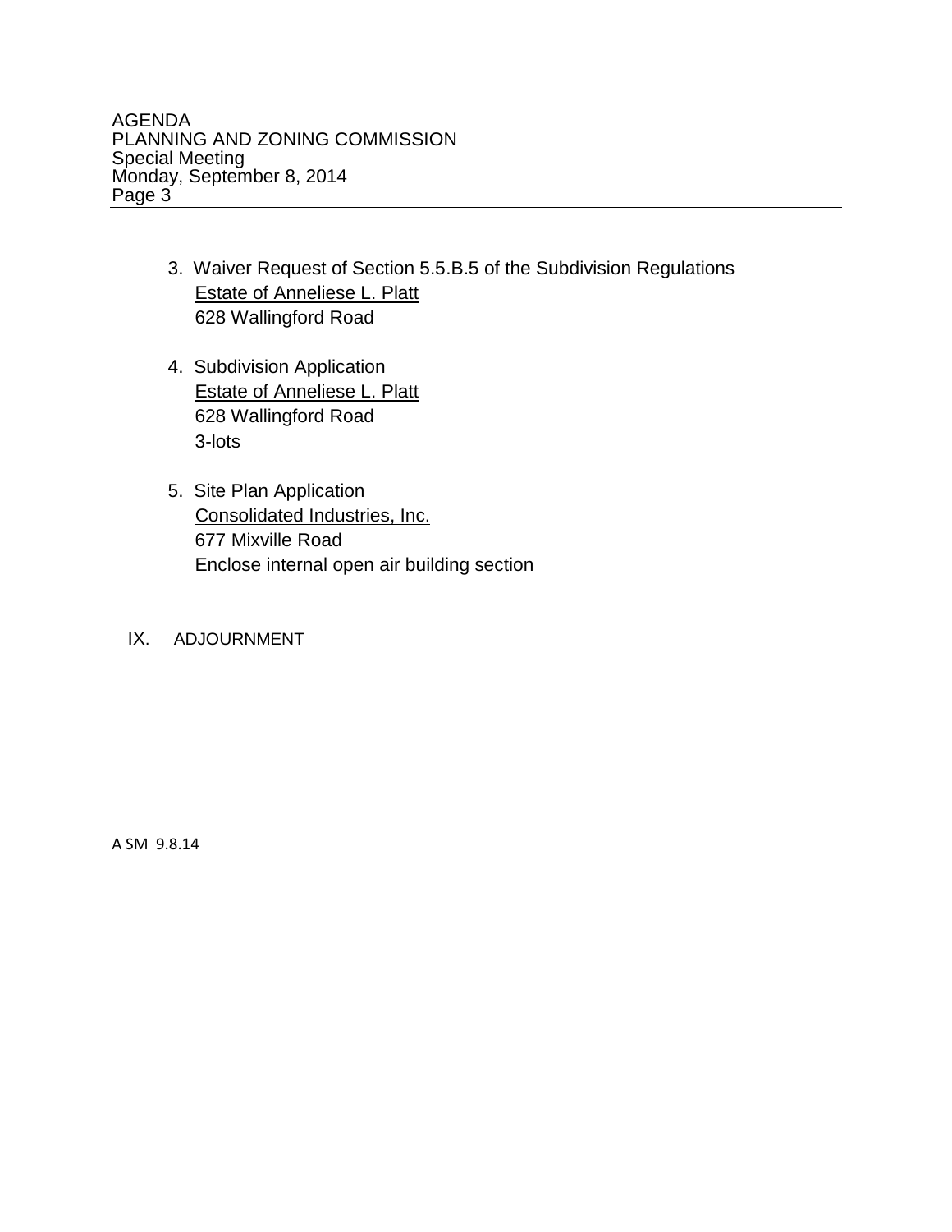3. Waiver Request of Section 5.5.B.5 of the Subdivision Regulations
   Estate of Anneliese L. Platt
   628 Wallingford Road

4. Subdivision Application
   Estate of Anneliese L. Platt
   628 Wallingford Road
   3-lots

5. Site Plan Application
   Consolidated Industries, Inc.
   677 Mixville Road
   Enclose internal open air building section

IX. ADJOURNMENT

A SM 9.8.14